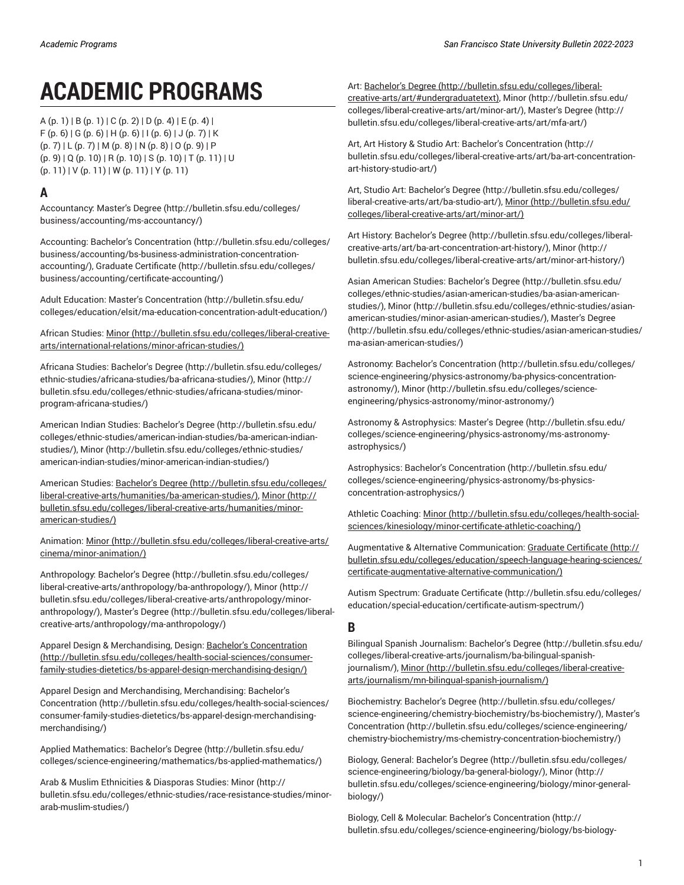# ACADEMIC PROGRAMS

A (p. 1) | B (p. 1) | C (p. 2) | D (p. 4) | E (p. 4) | F (p. 6) | G (p. 6) | H (p. 6) | I (p. 6) | J (p. 7) | K (p. 7) | L (p. 7) | M (p. 8) | N (p. 8) | O (p. 9) | P (p. 9) | Q (p. 10) | R (p. 10) | S (p. 10) | T (p. 11) | U (p. 11) | V (p. 11) | W (p. 11) | Y (p. 11)

## A

Accountancy: Master's Degree (http://bulletin.sfsu.edu/colleges/business/accounting/ms-accountancy/)

Accounting: Bachelor's Concentration (http://bulletin.sfsu.edu/colleges/business/accounting/bs-business-administration-concentration-accounting/), Graduate Certificate (http://bulletin.sfsu.edu/colleges/business/accounting/certificate-accounting/)

Adult Education: Master's Concentration (http://bulletin.sfsu.edu/colleges/education/elsit/ma-education-concentration-adult-education/)

African Studies: Minor (http://bulletin.sfsu.edu/colleges/liberal-creative-arts/international-relations/minor-african-studies/)

Africana Studies: Bachelor's Degree (http://bulletin.sfsu.edu/colleges/ethnic-studies/africana-studies/ba-africana-studies/), Minor (http://bulletin.sfsu.edu/colleges/ethnic-studies/africana-studies/minor-program-africana-studies/)

American Indian Studies: Bachelor's Degree (http://bulletin.sfsu.edu/colleges/ethnic-studies/american-indian-studies/ba-american-indian-studies/), Minor (http://bulletin.sfsu.edu/colleges/ethnic-studies/american-indian-studies/minor-american-indian-studies/)

American Studies: Bachelor's Degree (http://bulletin.sfsu.edu/colleges/liberal-creative-arts/humanities/ba-american-studies/), Minor (http://bulletin.sfsu.edu/colleges/liberal-creative-arts/humanities/minor-american-studies/)

Animation: Minor (http://bulletin.sfsu.edu/colleges/liberal-creative-arts/cinema/minor-animation/)

Anthropology: Bachelor's Degree (http://bulletin.sfsu.edu/colleges/liberal-creative-arts/anthropology/ba-anthropology/), Minor (http://bulletin.sfsu.edu/colleges/liberal-creative-arts/anthropology/minor-anthropology/), Master's Degree (http://bulletin.sfsu.edu/colleges/liberal-creative-arts/anthropology/ma-anthropology/)

Apparel Design & Merchandising, Design: Bachelor's Concentration (http://bulletin.sfsu.edu/colleges/health-social-sciences/consumer-family-studies-dietetics/bs-apparel-design-merchandising-design/)

Apparel Design and Merchandising, Merchandising: Bachelor's Concentration (http://bulletin.sfsu.edu/colleges/health-social-sciences/consumer-family-studies-dietetics/bs-apparel-design-merchandising-merchandising/)

Applied Mathematics: Bachelor's Degree (http://bulletin.sfsu.edu/colleges/science-engineering/mathematics/bs-applied-mathematics/)

Arab & Muslim Ethnicities & Diasporas Studies: Minor (http://bulletin.sfsu.edu/colleges/ethnic-studies/race-resistance-studies/minor-arab-muslim-studies/)

Art: Bachelor's Degree (http://bulletin.sfsu.edu/colleges/liberal-creative-arts/art/#undergraduatetext), Minor (http://bulletin.sfsu.edu/colleges/liberal-creative-arts/art/minor-art/), Master's Degree (http://bulletin.sfsu.edu/colleges/liberal-creative-arts/art/mfa-art/)

Art, Art History & Studio Art: Bachelor's Concentration (http://bulletin.sfsu.edu/colleges/liberal-creative-arts/art/ba-art-concentration-art-history-studio-art/)

Art, Studio Art: Bachelor's Degree (http://bulletin.sfsu.edu/colleges/liberal-creative-arts/art/ba-studio-art/), Minor (http://bulletin.sfsu.edu/colleges/liberal-creative-arts/art/minor-art/)

Art History: Bachelor's Degree (http://bulletin.sfsu.edu/colleges/liberal-creative-arts/art/ba-art-concentration-art-history/), Minor (http://bulletin.sfsu.edu/colleges/liberal-creative-arts/art/minor-art-history/)

Asian American Studies: Bachelor's Degree (http://bulletin.sfsu.edu/colleges/ethnic-studies/asian-american-studies/ba-asian-american-studies/), Minor (http://bulletin.sfsu.edu/colleges/ethnic-studies/asian-american-studies/minor-asian-american-studies/), Master's Degree (http://bulletin.sfsu.edu/colleges/ethnic-studies/asian-american-studies/ma-asian-american-studies/)

Astronomy: Bachelor's Concentration (http://bulletin.sfsu.edu/colleges/science-engineering/physics-astronomy/ba-physics-concentration-astronomy/), Minor (http://bulletin.sfsu.edu/colleges/science-engineering/physics-astronomy/minor-astronomy/)

Astronomy & Astrophysics: Master's Degree (http://bulletin.sfsu.edu/colleges/science-engineering/physics-astronomy/ms-astronomy-astrophysics/)

Astrophysics: Bachelor's Concentration (http://bulletin.sfsu.edu/colleges/science-engineering/physics-astronomy/bs-physics-concentration-astrophysics/)

Athletic Coaching: Minor (http://bulletin.sfsu.edu/colleges/health-social-sciences/kinesiology/minor-certificate-athletic-coaching/)

Augmentative & Alternative Communication: Graduate Certificate (http://bulletin.sfsu.edu/colleges/education/speech-language-hearing-sciences/certificate-augmentative-alternative-communication/)

Autism Spectrum: Graduate Certificate (http://bulletin.sfsu.edu/colleges/education/special-education/certificate-autism-spectrum/)

## B

Bilingual Spanish Journalism: Bachelor's Degree (http://bulletin.sfsu.edu/colleges/liberal-creative-arts/journalism/ba-bilingual-spanish-journalism/), Minor (http://bulletin.sfsu.edu/colleges/liberal-creative-arts/journalism/mn-bilingual-spanish-journalism/)

Biochemistry: Bachelor's Degree (http://bulletin.sfsu.edu/colleges/science-engineering/chemistry-biochemistry/bs-biochemistry/), Master's Concentration (http://bulletin.sfsu.edu/colleges/science-engineering/chemistry-biochemistry/ms-chemistry-concentration-biochemistry/)

Biology, General: Bachelor's Degree (http://bulletin.sfsu.edu/colleges/science-engineering/biology/ba-general-biology/), Minor (http://bulletin.sfsu.edu/colleges/science-engineering/biology/minor-general-biology/)

Biology, Cell & Molecular: Bachelor's Concentration (http://bulletin.sfsu.edu/colleges/science-engineering/biology/bs-biology-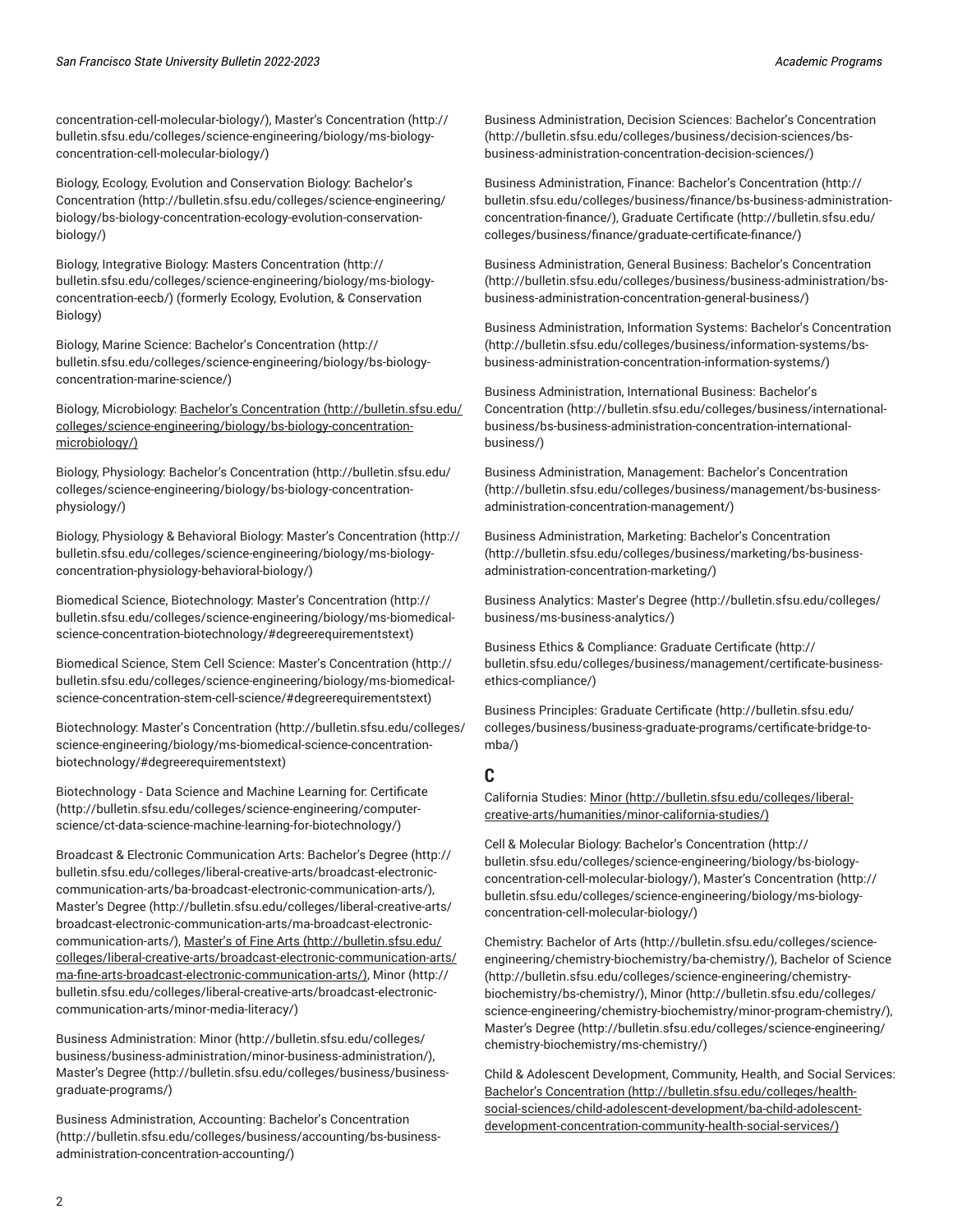concentration-cell-molecular-biology/), Master's Concentration (http://bulletin.sfsu.edu/colleges/science-engineering/biology/ms-biology-concentration-cell-molecular-biology/)

Biology, Ecology, Evolution and Conservation Biology: Bachelor's Concentration (http://bulletin.sfsu.edu/colleges/science-engineering/biology/bs-biology-concentration-ecology-evolution-conservation-biology/)

Biology, Integrative Biology: Masters Concentration (http://bulletin.sfsu.edu/colleges/science-engineering/biology/ms-biology-concentration-eecb/) (formerly Ecology, Evolution, & Conservation Biology)

Biology, Marine Science: Bachelor's Concentration (http://bulletin.sfsu.edu/colleges/science-engineering/biology/bs-biology-concentration-marine-science/)

Biology, Microbiology: Bachelor's Concentration (http://bulletin.sfsu.edu/colleges/science-engineering/biology/bs-biology-concentration-microbiology/)

Biology, Physiology: Bachelor's Concentration (http://bulletin.sfsu.edu/colleges/science-engineering/biology/bs-biology-concentration-physiology/)

Biology, Physiology & Behavioral Biology: Master's Concentration (http://bulletin.sfsu.edu/colleges/science-engineering/biology/ms-biology-concentration-physiology-behavioral-biology/)

Biomedical Science, Biotechnology: Master's Concentration (http://bulletin.sfsu.edu/colleges/science-engineering/biology/ms-biomedical-science-concentration-biotechnology/#degreerequirementstext)

Biomedical Science, Stem Cell Science: Master's Concentration (http://bulletin.sfsu.edu/colleges/science-engineering/biology/ms-biomedical-science-concentration-stem-cell-science/#degreerequirementstext)

Biotechnology: Master's Concentration (http://bulletin.sfsu.edu/colleges/science-engineering/biology/ms-biomedical-science-concentration-biotechnology/#degreerequirementstext)

Biotechnology - Data Science and Machine Learning for: Certificate (http://bulletin.sfsu.edu/colleges/science-engineering/computer-science/ct-data-science-machine-learning-for-biotechnology/)

Broadcast & Electronic Communication Arts: Bachelor's Degree (http://bulletin.sfsu.edu/colleges/liberal-creative-arts/broadcast-electronic-communication-arts/ba-broadcast-electronic-communication-arts/), Master's Degree (http://bulletin.sfsu.edu/colleges/liberal-creative-arts/broadcast-electronic-communication-arts/ma-broadcast-electronic-communication-arts/), Master's of Fine Arts (http://bulletin.sfsu.edu/colleges/liberal-creative-arts/broadcast-electronic-communication-arts/ma-fine-arts-broadcast-electronic-communication-arts/), Minor (http://bulletin.sfsu.edu/colleges/liberal-creative-arts/broadcast-electronic-communication-arts/minor-media-literacy/)

Business Administration: Minor (http://bulletin.sfsu.edu/colleges/business/business-administration/minor-business-administration/), Master's Degree (http://bulletin.sfsu.edu/colleges/business/business-graduate-programs/)

Business Administration, Accounting: Bachelor's Concentration (http://bulletin.sfsu.edu/colleges/business/accounting/bs-business-administration-concentration-accounting/)

Business Administration, Decision Sciences: Bachelor's Concentration (http://bulletin.sfsu.edu/colleges/business/decision-sciences/bs-business-administration-concentration-decision-sciences/)

Business Administration, Finance: Bachelor's Concentration (http://bulletin.sfsu.edu/colleges/business/finance/bs-business-administration-concentration-finance/), Graduate Certificate (http://bulletin.sfsu.edu/colleges/business/finance/graduate-certificate-finance/)

Business Administration, General Business: Bachelor's Concentration (http://bulletin.sfsu.edu/colleges/business/business-administration/bs-business-administration-concentration-general-business/)

Business Administration, Information Systems: Bachelor's Concentration (http://bulletin.sfsu.edu/colleges/business/information-systems/bs-business-administration-concentration-information-systems/)

Business Administration, International Business: Bachelor's Concentration (http://bulletin.sfsu.edu/colleges/business/international-business/bs-business-administration-concentration-international-business/)

Business Administration, Management: Bachelor's Concentration (http://bulletin.sfsu.edu/colleges/business/management/bs-business-administration-concentration-management/)

Business Administration, Marketing: Bachelor's Concentration (http://bulletin.sfsu.edu/colleges/business/marketing/bs-business-administration-concentration-marketing/)

Business Analytics: Master's Degree (http://bulletin.sfsu.edu/colleges/business/ms-business-analytics/)

Business Ethics & Compliance: Graduate Certificate (http://bulletin.sfsu.edu/colleges/business/management/certificate-business-ethics-compliance/)

Business Principles: Graduate Certificate (http://bulletin.sfsu.edu/colleges/business/business-graduate-programs/certificate-bridge-to-mba/)

## C

California Studies: Minor (http://bulletin.sfsu.edu/colleges/liberal-creative-arts/humanities/minor-california-studies/)

Cell & Molecular Biology: Bachelor's Concentration (http://bulletin.sfsu.edu/colleges/science-engineering/biology/bs-biology-concentration-cell-molecular-biology/), Master's Concentration (http://bulletin.sfsu.edu/colleges/science-engineering/biology/ms-biology-concentration-cell-molecular-biology/)

Chemistry: Bachelor of Arts (http://bulletin.sfsu.edu/colleges/science-engineering/chemistry-biochemistry/ba-chemistry/), Bachelor of Science (http://bulletin.sfsu.edu/colleges/science-engineering/chemistry-biochemistry/bs-chemistry/), Minor (http://bulletin.sfsu.edu/colleges/science-engineering/chemistry-biochemistry/minor-program-chemistry/), Master's Degree (http://bulletin.sfsu.edu/colleges/science-engineering/chemistry-biochemistry/ms-chemistry/)

Child & Adolescent Development, Community, Health, and Social Services: Bachelor's Concentration (http://bulletin.sfsu.edu/colleges/health-social-sciences/child-adolescent-development/ba-child-adolescent-development-concentration-community-health-social-services/)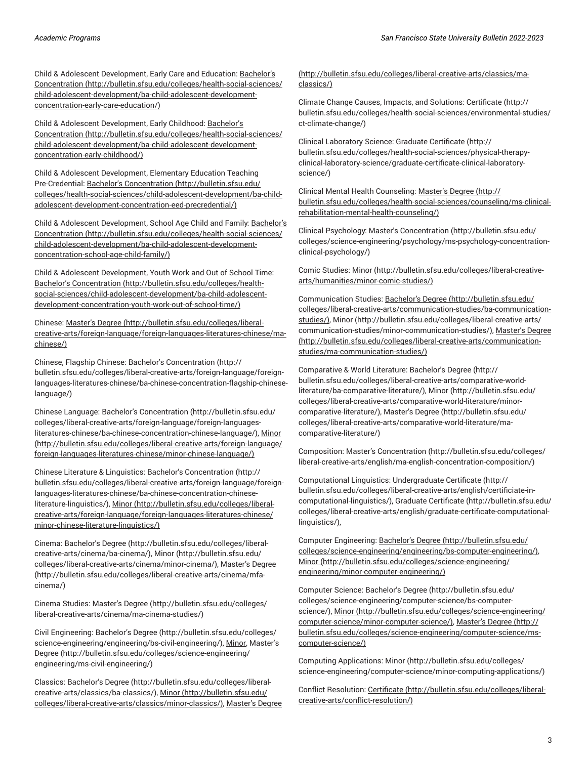Child & Adolescent Development, Early Care and Education: Bachelor's Concentration (http://bulletin.sfsu.edu/colleges/health-social-sciences/child-adolescent-development/ba-child-adolescent-development-concentration-early-care-education/)

Child & Adolescent Development, Early Childhood: Bachelor's Concentration (http://bulletin.sfsu.edu/colleges/health-social-sciences/child-adolescent-development/ba-child-adolescent-development-concentration-early-childhood/)

Child & Adolescent Development, Elementary Education Teaching Pre-Credential: Bachelor's Concentration (http://bulletin.sfsu.edu/colleges/health-social-sciences/child-adolescent-development/ba-child-adolescent-development-concentration-eed-precredential/)

Child & Adolescent Development, School Age Child and Family: Bachelor's Concentration (http://bulletin.sfsu.edu/colleges/health-social-sciences/child-adolescent-development/ba-child-adolescent-development-concentration-school-age-child-family/)

Child & Adolescent Development, Youth Work and Out of School Time: Bachelor's Concentration (http://bulletin.sfsu.edu/colleges/health-social-sciences/child-adolescent-development/ba-child-adolescent-development-concentration-youth-work-out-of-school-time/)

Chinese: Master's Degree (http://bulletin.sfsu.edu/colleges/liberal-creative-arts/foreign-language/foreign-languages-literatures-chinese/ma-chinese/)

Chinese, Flagship Chinese: Bachelor's Concentration (http://bulletin.sfsu.edu/colleges/liberal-creative-arts/foreign-language/foreign-languages-literatures-chinese/ba-chinese-concentration-flagship-chinese-language/)

Chinese Language: Bachelor's Concentration (http://bulletin.sfsu.edu/colleges/liberal-creative-arts/foreign-language/foreign-languages-literatures-chinese/ba-chinese-concentration-chinese-language/), Minor (http://bulletin.sfsu.edu/colleges/liberal-creative-arts/foreign-language/foreign-languages-literatures-chinese/minor-chinese-language/)

Chinese Literature & Linguistics: Bachelor's Concentration (http://bulletin.sfsu.edu/colleges/liberal-creative-arts/foreign-language/foreign-languages-literatures-chinese/ba-chinese-concentration-chinese-literature-linguistics/), Minor (http://bulletin.sfsu.edu/colleges/liberal-creative-arts/foreign-language/foreign-languages-literatures-chinese/minor-chinese-literature-linguistics/)

Cinema: Bachelor's Degree (http://bulletin.sfsu.edu/colleges/liberal-creative-arts/cinema/ba-cinema/), Minor (http://bulletin.sfsu.edu/colleges/liberal-creative-arts/cinema/minor-cinema/), Master's Degree (http://bulletin.sfsu.edu/colleges/liberal-creative-arts/cinema/mfa-cinema/)

Cinema Studies: Master's Degree (http://bulletin.sfsu.edu/colleges/liberal-creative-arts/cinema/ma-cinema-studies/)

Civil Engineering: Bachelor's Degree (http://bulletin.sfsu.edu/colleges/science-engineering/engineering/bs-civil-engineering/), Minor, Master's Degree (http://bulletin.sfsu.edu/colleges/science-engineering/engineering/ms-civil-engineering/)

Classics: Bachelor's Degree (http://bulletin.sfsu.edu/colleges/liberal-creative-arts/classics/ba-classics/), Minor (http://bulletin.sfsu.edu/colleges/liberal-creative-arts/classics/minor-classics/), Master's Degree (http://bulletin.sfsu.edu/colleges/liberal-creative-arts/classics/ma-classics/)

Climate Change Causes, Impacts, and Solutions: Certificate (http://bulletin.sfsu.edu/colleges/health-social-sciences/environmental-studies/ct-climate-change/)

Clinical Laboratory Science: Graduate Certificate (http://bulletin.sfsu.edu/colleges/health-social-sciences/physical-therapy-clinical-laboratory-science/graduate-certificate-clinical-laboratory-science/)

Clinical Mental Health Counseling: Master's Degree (http://bulletin.sfsu.edu/colleges/health-social-sciences/counseling/ms-clinical-rehabilitation-mental-health-counseling/)

Clinical Psychology: Master's Concentration (http://bulletin.sfsu.edu/colleges/science-engineering/psychology/ms-psychology-concentration-clinical-psychology/)

Comic Studies: Minor (http://bulletin.sfsu.edu/colleges/liberal-creative-arts/humanities/minor-comic-studies/)

Communication Studies: Bachelor's Degree (http://bulletin.sfsu.edu/colleges/liberal-creative-arts/communication-studies/ba-communication-studies/), Minor (http://bulletin.sfsu.edu/colleges/liberal-creative-arts/communication-studies/minor-communication-studies/), Master's Degree (http://bulletin.sfsu.edu/colleges/liberal-creative-arts/communication-studies/ma-communication-studies/)

Comparative & World Literature: Bachelor's Degree (http://bulletin.sfsu.edu/colleges/liberal-creative-arts/comparative-world-literature/ba-comparative-literature/), Minor (http://bulletin.sfsu.edu/colleges/liberal-creative-arts/comparative-world-literature/minor-comparative-literature/), Master's Degree (http://bulletin.sfsu.edu/colleges/liberal-creative-arts/comparative-world-literature/ma-comparative-literature/)

Composition: Master's Concentration (http://bulletin.sfsu.edu/colleges/liberal-creative-arts/english/ma-english-concentration-composition/)

Computational Linguistics: Undergraduate Certificate (http://bulletin.sfsu.edu/colleges/liberal-creative-arts/english/certificiate-in-computational-linguistics/), Graduate Certificate (http://bulletin.sfsu.edu/colleges/liberal-creative-arts/english/graduate-certificate-computational-linguistics/),

Computer Engineering: Bachelor's Degree (http://bulletin.sfsu.edu/colleges/science-engineering/engineering/bs-computer-engineering/), Minor (http://bulletin.sfsu.edu/colleges/science-engineering/engineering/minor-computer-engineering/)

Computer Science: Bachelor's Degree (http://bulletin.sfsu.edu/colleges/science-engineering/computer-science/bs-computer-science/), Minor (http://bulletin.sfsu.edu/colleges/science-engineering/computer-science/minor-computer-science/), Master's Degree (http://bulletin.sfsu.edu/colleges/science-engineering/computer-science/ms-computer-science/)

Computing Applications: Minor (http://bulletin.sfsu.edu/colleges/science-engineering/computer-science/minor-computing-applications/)

Conflict Resolution: Certificate (http://bulletin.sfsu.edu/colleges/liberal-creative-arts/conflict-resolution/)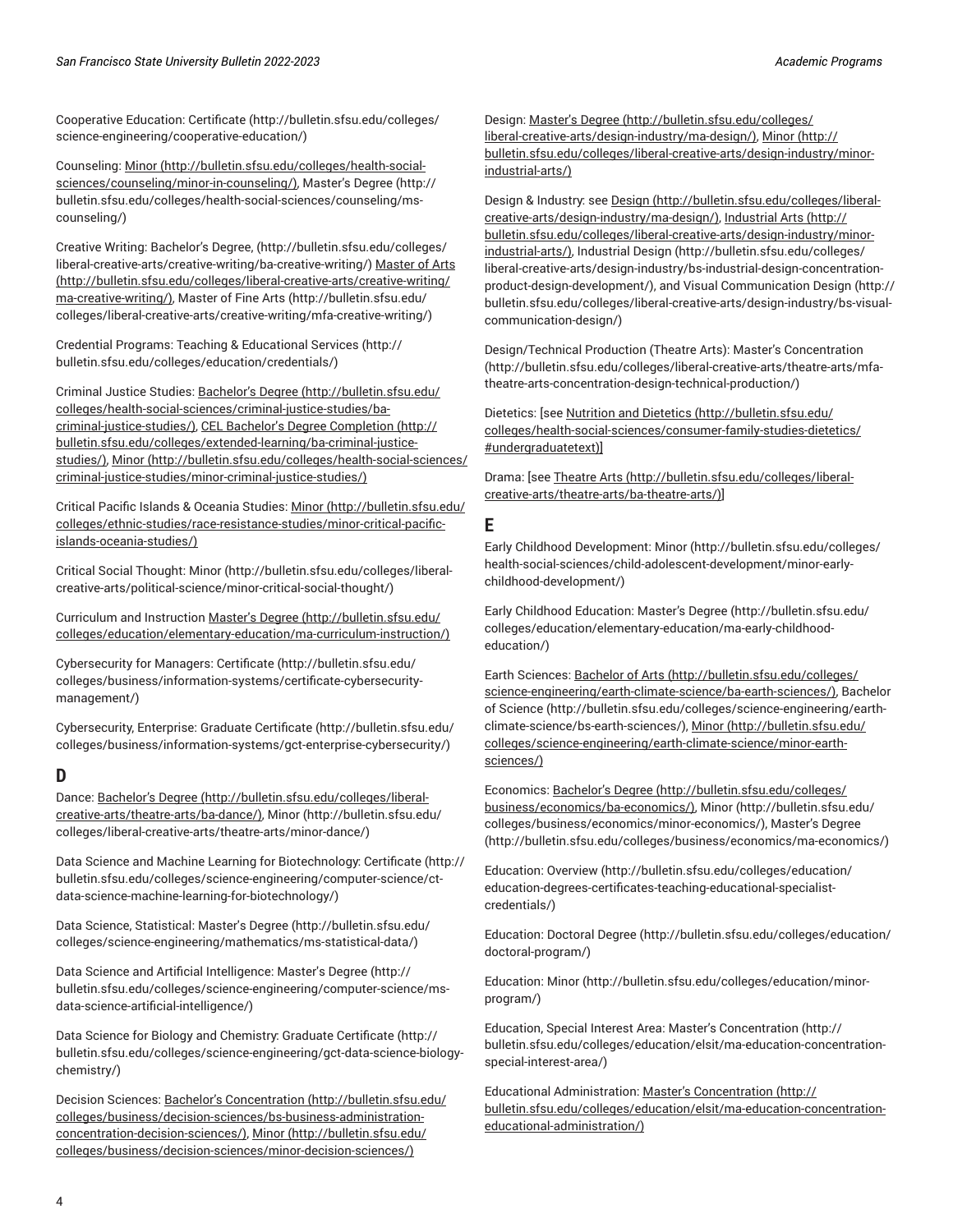Cooperative Education: Certificate (http://bulletin.sfsu.edu/colleges/science-engineering/cooperative-education/)

Counseling: Minor (http://bulletin.sfsu.edu/colleges/health-social-sciences/counseling/minor-in-counseling/), Master's Degree (http://bulletin.sfsu.edu/colleges/health-social-sciences/counseling/ms-counseling/)

Creative Writing: Bachelor's Degree, (http://bulletin.sfsu.edu/colleges/liberal-creative-arts/creative-writing/ba-creative-writing/) Master of Arts (http://bulletin.sfsu.edu/colleges/liberal-creative-arts/creative-writing/ma-creative-writing/), Master of Fine Arts (http://bulletin.sfsu.edu/colleges/liberal-creative-arts/creative-writing/mfa-creative-writing/)

Credential Programs: Teaching & Educational Services (http://bulletin.sfsu.edu/colleges/education/credentials/)

Criminal Justice Studies: Bachelor's Degree (http://bulletin.sfsu.edu/colleges/health-social-sciences/criminal-justice-studies/ba-criminal-justice-studies/), CEL Bachelor's Degree Completion (http://bulletin.sfsu.edu/colleges/extended-learning/ba-criminal-justice-studies/), Minor (http://bulletin.sfsu.edu/colleges/health-social-sciences/criminal-justice-studies/minor-criminal-justice-studies/)

Critical Pacific Islands & Oceania Studies: Minor (http://bulletin.sfsu.edu/colleges/ethnic-studies/race-resistance-studies/minor-critical-pacific-islands-oceania-studies/)

Critical Social Thought: Minor (http://bulletin.sfsu.edu/colleges/liberal-creative-arts/political-science/minor-critical-social-thought/)

Curriculum and Instruction Master's Degree (http://bulletin.sfsu.edu/colleges/education/elementary-education/ma-curriculum-instruction/)

Cybersecurity for Managers: Certificate (http://bulletin.sfsu.edu/colleges/business/information-systems/certificate-cybersecurity-management/)

Cybersecurity, Enterprise: Graduate Certificate (http://bulletin.sfsu.edu/colleges/business/information-systems/gct-enterprise-cybersecurity/)

## D

Dance: Bachelor's Degree (http://bulletin.sfsu.edu/colleges/liberal-creative-arts/theatre-arts/ba-dance/), Minor (http://bulletin.sfsu.edu/colleges/liberal-creative-arts/theatre-arts/minor-dance/)

Data Science and Machine Learning for Biotechnology: Certificate (http://bulletin.sfsu.edu/colleges/science-engineering/computer-science/ct-data-science-machine-learning-for-biotechnology/)

Data Science, Statistical: Master's Degree (http://bulletin.sfsu.edu/colleges/science-engineering/mathematics/ms-statistical-data/)

Data Science and Artificial Intelligence: Master's Degree (http://bulletin.sfsu.edu/colleges/science-engineering/computer-science/ms-data-science-artificial-intelligence/)

Data Science for Biology and Chemistry: Graduate Certificate (http://bulletin.sfsu.edu/colleges/science-engineering/gct-data-science-biology-chemistry/)

Decision Sciences: Bachelor's Concentration (http://bulletin.sfsu.edu/colleges/business/decision-sciences/bs-business-administration-concentration-decision-sciences/), Minor (http://bulletin.sfsu.edu/colleges/business/decision-sciences/minor-decision-sciences/)

Design: Master's Degree (http://bulletin.sfsu.edu/colleges/liberal-creative-arts/design-industry/ma-design/), Minor (http://bulletin.sfsu.edu/colleges/liberal-creative-arts/design-industry/minor-industrial-arts/)

Design & Industry: see Design (http://bulletin.sfsu.edu/colleges/liberal-creative-arts/design-industry/ma-design/), Industrial Arts (http://bulletin.sfsu.edu/colleges/liberal-creative-arts/design-industry/minor-industrial-arts/), Industrial Design (http://bulletin.sfsu.edu/colleges/liberal-creative-arts/design-industry/bs-industrial-design-concentration-product-design-development/), and Visual Communication Design (http://bulletin.sfsu.edu/colleges/liberal-creative-arts/design-industry/bs-visual-communication-design/)

Design/Technical Production (Theatre Arts): Master's Concentration (http://bulletin.sfsu.edu/colleges/liberal-creative-arts/theatre-arts/mfa-theatre-arts-concentration-design-technical-production/)

Dietetics: [see Nutrition and Dietetics (http://bulletin.sfsu.edu/colleges/health-social-sciences/consumer-family-studies-dietetics/#undergraduatetext)]

Drama: [see Theatre Arts (http://bulletin.sfsu.edu/colleges/liberal-creative-arts/theatre-arts/ba-theatre-arts/)]

## E

Early Childhood Development: Minor (http://bulletin.sfsu.edu/colleges/health-social-sciences/child-adolescent-development/minor-early-childhood-development/)

Early Childhood Education: Master's Degree (http://bulletin.sfsu.edu/colleges/education/elementary-education/ma-early-childhood-education/)

Earth Sciences: Bachelor of Arts (http://bulletin.sfsu.edu/colleges/science-engineering/earth-climate-science/ba-earth-sciences/), Bachelor of Science (http://bulletin.sfsu.edu/colleges/science-engineering/earth-climate-science/bs-earth-sciences/), Minor (http://bulletin.sfsu.edu/colleges/science-engineering/earth-climate-science/minor-earth-sciences/)

Economics: Bachelor's Degree (http://bulletin.sfsu.edu/colleges/business/economics/ba-economics/), Minor (http://bulletin.sfsu.edu/colleges/business/economics/minor-economics/), Master's Degree (http://bulletin.sfsu.edu/colleges/business/economics/ma-economics/)

Education: Overview (http://bulletin.sfsu.edu/colleges/education/education-degrees-certificates-teaching-educational-specialist-credentials/)

Education: Doctoral Degree (http://bulletin.sfsu.edu/colleges/education/doctoral-program/)

Education: Minor (http://bulletin.sfsu.edu/colleges/education/minor-program/)

Education, Special Interest Area: Master's Concentration (http://bulletin.sfsu.edu/colleges/education/elsit/ma-education-concentration-special-interest-area/)

Educational Administration: Master's Concentration (http://bulletin.sfsu.edu/colleges/education/elsit/ma-education-concentration-educational-administration/)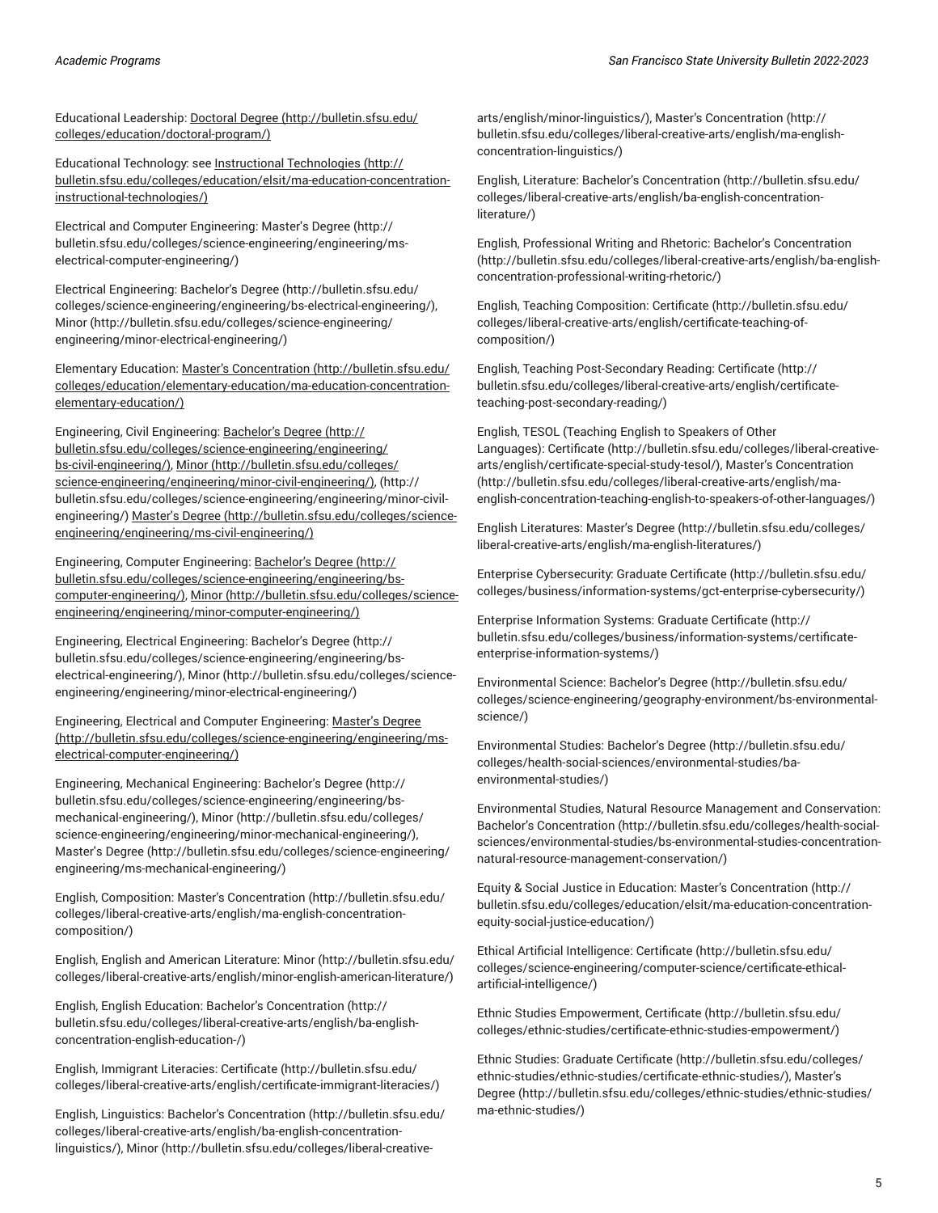Educational Leadership: Doctoral Degree (http://bulletin.sfsu.edu/colleges/education/doctoral-program/)

Educational Technology: see Instructional Technologies (http://bulletin.sfsu.edu/colleges/education/elsit/ma-education-concentration-instructional-technologies/)

Electrical and Computer Engineering: Master's Degree (http://bulletin.sfsu.edu/colleges/science-engineering/engineering/ms-electrical-computer-engineering/)

Electrical Engineering: Bachelor's Degree (http://bulletin.sfsu.edu/colleges/science-engineering/engineering/bs-electrical-engineering/), Minor (http://bulletin.sfsu.edu/colleges/science-engineering/engineering/minor-electrical-engineering/)

Elementary Education: Master's Concentration (http://bulletin.sfsu.edu/colleges/education/elementary-education/ma-education-concentration-elementary-education/)

Engineering, Civil Engineering: Bachelor's Degree (http://bulletin.sfsu.edu/colleges/science-engineering/engineering/bs-civil-engineering/), Minor (http://bulletin.sfsu.edu/colleges/science-engineering/engineering/minor-civil-engineering/), (http://bulletin.sfsu.edu/colleges/science-engineering/engineering/minor-civil-engineering/) Master's Degree (http://bulletin.sfsu.edu/colleges/science-engineering/engineering/ms-civil-engineering/)

Engineering, Computer Engineering: Bachelor's Degree (http://bulletin.sfsu.edu/colleges/science-engineering/engineering/bs-computer-engineering/), Minor (http://bulletin.sfsu.edu/colleges/science-engineering/engineering/minor-computer-engineering/)

Engineering, Electrical Engineering: Bachelor's Degree (http://bulletin.sfsu.edu/colleges/science-engineering/engineering/bs-electrical-engineering/), Minor (http://bulletin.sfsu.edu/colleges/science-engineering/engineering/minor-electrical-engineering/)

Engineering, Electrical and Computer Engineering: Master's Degree (http://bulletin.sfsu.edu/colleges/science-engineering/engineering/ms-electrical-computer-engineering/)

Engineering, Mechanical Engineering: Bachelor's Degree (http://bulletin.sfsu.edu/colleges/science-engineering/engineering/bs-mechanical-engineering/), Minor (http://bulletin.sfsu.edu/colleges/science-engineering/engineering/minor-mechanical-engineering/), Master's Degree (http://bulletin.sfsu.edu/colleges/science-engineering/engineering/ms-mechanical-engineering/)

English, Composition: Master's Concentration (http://bulletin.sfsu.edu/colleges/liberal-creative-arts/english/ma-english-concentration-composition/)

English, English and American Literature: Minor (http://bulletin.sfsu.edu/colleges/liberal-creative-arts/english/minor-english-american-literature/)

English, English Education: Bachelor's Concentration (http://bulletin.sfsu.edu/colleges/liberal-creative-arts/english/ba-english-concentration-english-education-/)

English, Immigrant Literacies: Certificate (http://bulletin.sfsu.edu/colleges/liberal-creative-arts/english/certificate-immigrant-literacies/)

English, Linguistics: Bachelor's Concentration (http://bulletin.sfsu.edu/colleges/liberal-creative-arts/english/ba-english-concentration-linguistics/), Minor (http://bulletin.sfsu.edu/colleges/liberal-creative-arts/english/minor-linguistics/), Master's Concentration (http://bulletin.sfsu.edu/colleges/liberal-creative-arts/english/ma-english-concentration-linguistics/)

English, Literature: Bachelor's Concentration (http://bulletin.sfsu.edu/colleges/liberal-creative-arts/english/ba-english-concentration-literature/)

English, Professional Writing and Rhetoric: Bachelor's Concentration (http://bulletin.sfsu.edu/colleges/liberal-creative-arts/english/ba-english-concentration-professional-writing-rhetoric/)

English, Teaching Composition: Certificate (http://bulletin.sfsu.edu/colleges/liberal-creative-arts/english/certificate-teaching-of-composition/)

English, Teaching Post-Secondary Reading: Certificate (http://bulletin.sfsu.edu/colleges/liberal-creative-arts/english/certificate-teaching-post-secondary-reading/)

English, TESOL (Teaching English to Speakers of Other Languages): Certificate (http://bulletin.sfsu.edu/colleges/liberal-creative-arts/english/certificate-special-study-tesol/), Master's Concentration (http://bulletin.sfsu.edu/colleges/liberal-creative-arts/english/ma-english-concentration-teaching-english-to-speakers-of-other-languages/)

English Literatures: Master's Degree (http://bulletin.sfsu.edu/colleges/liberal-creative-arts/english/ma-english-literatures/)

Enterprise Cybersecurity: Graduate Certificate (http://bulletin.sfsu.edu/colleges/business/information-systems/gct-enterprise-cybersecurity/)

Enterprise Information Systems: Graduate Certificate (http://bulletin.sfsu.edu/colleges/business/information-systems/certificate-enterprise-information-systems/)

Environmental Science: Bachelor's Degree (http://bulletin.sfsu.edu/colleges/science-engineering/geography-environment/bs-environmental-science/)

Environmental Studies: Bachelor's Degree (http://bulletin.sfsu.edu/colleges/health-social-sciences/environmental-studies/ba-environmental-studies/)

Environmental Studies, Natural Resource Management and Conservation: Bachelor's Concentration (http://bulletin.sfsu.edu/colleges/health-social-sciences/environmental-studies/bs-environmental-studies-concentration-natural-resource-management-conservation/)

Equity & Social Justice in Education: Master's Concentration (http://bulletin.sfsu.edu/colleges/education/elsit/ma-education-concentration-equity-social-justice-education/)

Ethical Artificial Intelligence: Certificate (http://bulletin.sfsu.edu/colleges/science-engineering/computer-science/certificate-ethical-artificial-intelligence/)

Ethnic Studies Empowerment, Certificate (http://bulletin.sfsu.edu/colleges/ethnic-studies/certificate-ethnic-studies-empowerment/)

Ethnic Studies: Graduate Certificate (http://bulletin.sfsu.edu/colleges/ethnic-studies/ethnic-studies/certificate-ethnic-studies/), Master's Degree (http://bulletin.sfsu.edu/colleges/ethnic-studies/ethnic-studies/ma-ethnic-studies/)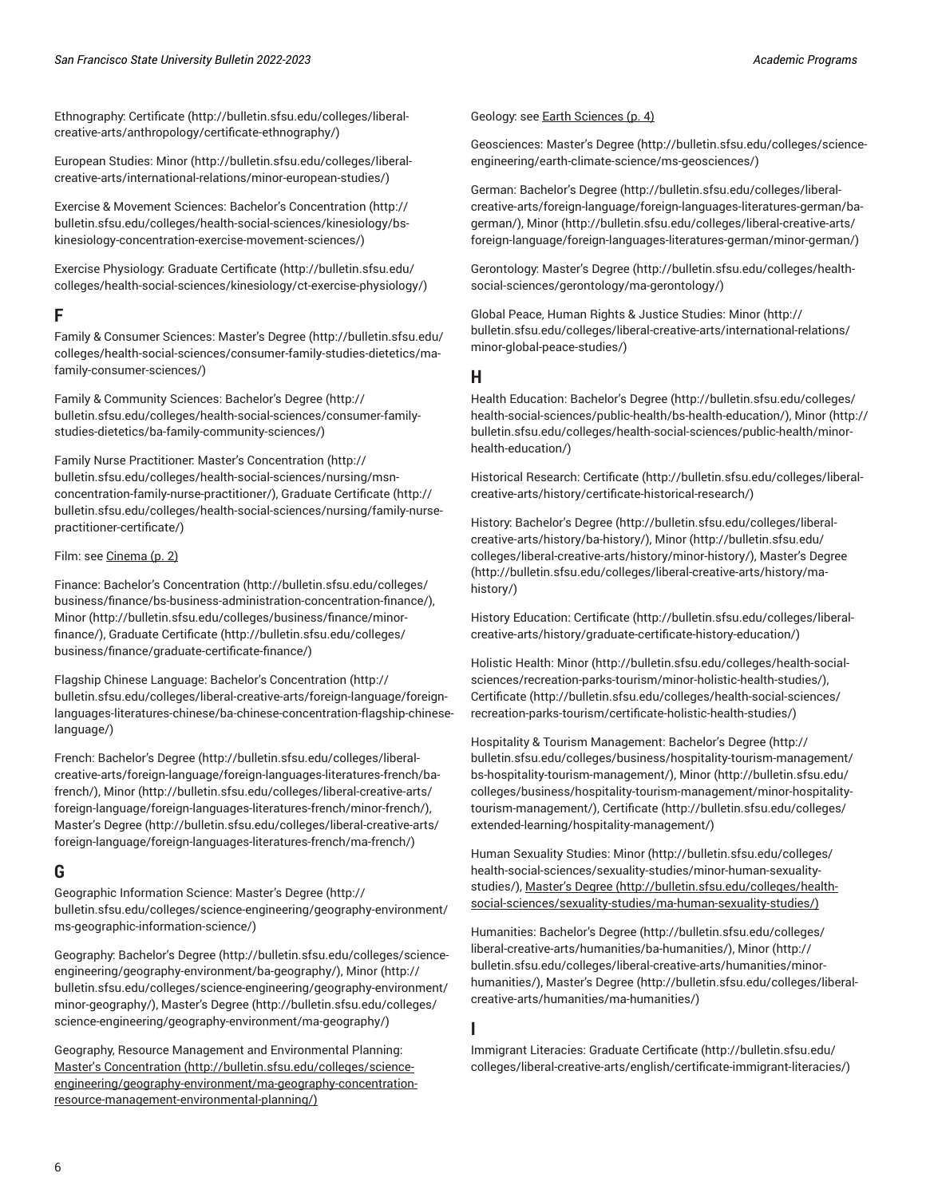Ethnography: Certificate (http://bulletin.sfsu.edu/colleges/liberal-creative-arts/anthropology/certificate-ethnography/)

European Studies: Minor (http://bulletin.sfsu.edu/colleges/liberal-creative-arts/international-relations/minor-european-studies/)

Exercise & Movement Sciences: Bachelor's Concentration (http://bulletin.sfsu.edu/colleges/health-social-sciences/kinesiology/bs-kinesiology-concentration-exercise-movement-sciences/)

Exercise Physiology: Graduate Certificate (http://bulletin.sfsu.edu/colleges/health-social-sciences/kinesiology/ct-exercise-physiology/)

## F

Family & Consumer Sciences: Master's Degree (http://bulletin.sfsu.edu/colleges/health-social-sciences/consumer-family-studies-dietetics/ma-family-consumer-sciences/)

Family & Community Sciences: Bachelor's Degree (http://bulletin.sfsu.edu/colleges/health-social-sciences/consumer-family-studies-dietetics/ba-family-community-sciences/)

Family Nurse Practitioner: Master's Concentration (http://bulletin.sfsu.edu/colleges/health-social-sciences/nursing/msn-concentration-family-nurse-practitioner/), Graduate Certificate (http://bulletin.sfsu.edu/colleges/health-social-sciences/nursing/family-nurse-practitioner-certificate/)

Film: see Cinema (p. 2)

Finance: Bachelor's Concentration (http://bulletin.sfsu.edu/colleges/business/finance/bs-business-administration-concentration-finance/), Minor (http://bulletin.sfsu.edu/colleges/business/finance/minor-finance/), Graduate Certificate (http://bulletin.sfsu.edu/colleges/business/finance/graduate-certificate-finance/)

Flagship Chinese Language: Bachelor's Concentration (http://bulletin.sfsu.edu/colleges/liberal-creative-arts/foreign-language/foreign-languages-literatures-chinese/ba-chinese-concentration-flagship-chinese-language/)

French: Bachelor's Degree (http://bulletin.sfsu.edu/colleges/liberal-creative-arts/foreign-language/foreign-languages-literatures-french/ba-french/), Minor (http://bulletin.sfsu.edu/colleges/liberal-creative-arts/foreign-language/foreign-languages-literatures-french/minor-french/), Master's Degree (http://bulletin.sfsu.edu/colleges/liberal-creative-arts/foreign-language/foreign-languages-literatures-french/ma-french/)

## G

Geographic Information Science: Master's Degree (http://bulletin.sfsu.edu/colleges/science-engineering/geography-environment/ms-geographic-information-science/)

Geography: Bachelor's Degree (http://bulletin.sfsu.edu/colleges/science-engineering/geography-environment/ba-geography/), Minor (http://bulletin.sfsu.edu/colleges/science-engineering/geography-environment/minor-geography/), Master's Degree (http://bulletin.sfsu.edu/colleges/science-engineering/geography-environment/ma-geography/)

Geography, Resource Management and Environmental Planning: Master's Concentration (http://bulletin.sfsu.edu/colleges/science-engineering/geography-environment/ma-geography-concentration-resource-management-environmental-planning/)

Geology: see Earth Sciences (p. 4)

Geosciences: Master's Degree (http://bulletin.sfsu.edu/colleges/science-engineering/earth-climate-science/ms-geosciences/)

German: Bachelor's Degree (http://bulletin.sfsu.edu/colleges/liberal-creative-arts/foreign-language/foreign-languages-literatures-german/ba-german/), Minor (http://bulletin.sfsu.edu/colleges/liberal-creative-arts/foreign-language/foreign-languages-literatures-german/minor-german/)

Gerontology: Master's Degree (http://bulletin.sfsu.edu/colleges/health-social-sciences/gerontology/ma-gerontology/)

Global Peace, Human Rights & Justice Studies: Minor (http://bulletin.sfsu.edu/colleges/liberal-creative-arts/international-relations/minor-global-peace-studies/)

## H

Health Education: Bachelor's Degree (http://bulletin.sfsu.edu/colleges/health-social-sciences/public-health/bs-health-education/), Minor (http://bulletin.sfsu.edu/colleges/health-social-sciences/public-health/minor-health-education/)

Historical Research: Certificate (http://bulletin.sfsu.edu/colleges/liberal-creative-arts/history/certificate-historical-research/)

History: Bachelor's Degree (http://bulletin.sfsu.edu/colleges/liberal-creative-arts/history/ba-history/), Minor (http://bulletin.sfsu.edu/colleges/liberal-creative-arts/history/minor-history/), Master's Degree (http://bulletin.sfsu.edu/colleges/liberal-creative-arts/history/ma-history/)

History Education: Certificate (http://bulletin.sfsu.edu/colleges/liberal-creative-arts/history/graduate-certificate-history-education/)

Holistic Health: Minor (http://bulletin.sfsu.edu/colleges/health-social-sciences/recreation-parks-tourism/minor-holistic-health-studies/), Certificate (http://bulletin.sfsu.edu/colleges/health-social-sciences/recreation-parks-tourism/certificate-holistic-health-studies/)

Hospitality & Tourism Management: Bachelor's Degree (http://bulletin.sfsu.edu/colleges/business/hospitality-tourism-management/bs-hospitality-tourism-management/), Minor (http://bulletin.sfsu.edu/colleges/business/hospitality-tourism-management/minor-hospitality-tourism-management/), Certificate (http://bulletin.sfsu.edu/colleges/extended-learning/hospitality-management/)

Human Sexuality Studies: Minor (http://bulletin.sfsu.edu/colleges/health-social-sciences/sexuality-studies/minor-human-sexuality-studies/), Master's Degree (http://bulletin.sfsu.edu/colleges/health-social-sciences/sexuality-studies/ma-human-sexuality-studies/)

Humanities: Bachelor's Degree (http://bulletin.sfsu.edu/colleges/liberal-creative-arts/humanities/ba-humanities/), Minor (http://bulletin.sfsu.edu/colleges/liberal-creative-arts/humanities/minor-humanities/), Master's Degree (http://bulletin.sfsu.edu/colleges/liberal-creative-arts/humanities/ma-humanities/)

## I

Immigrant Literacies: Graduate Certificate (http://bulletin.sfsu.edu/colleges/liberal-creative-arts/english/certificate-immigrant-literacies/)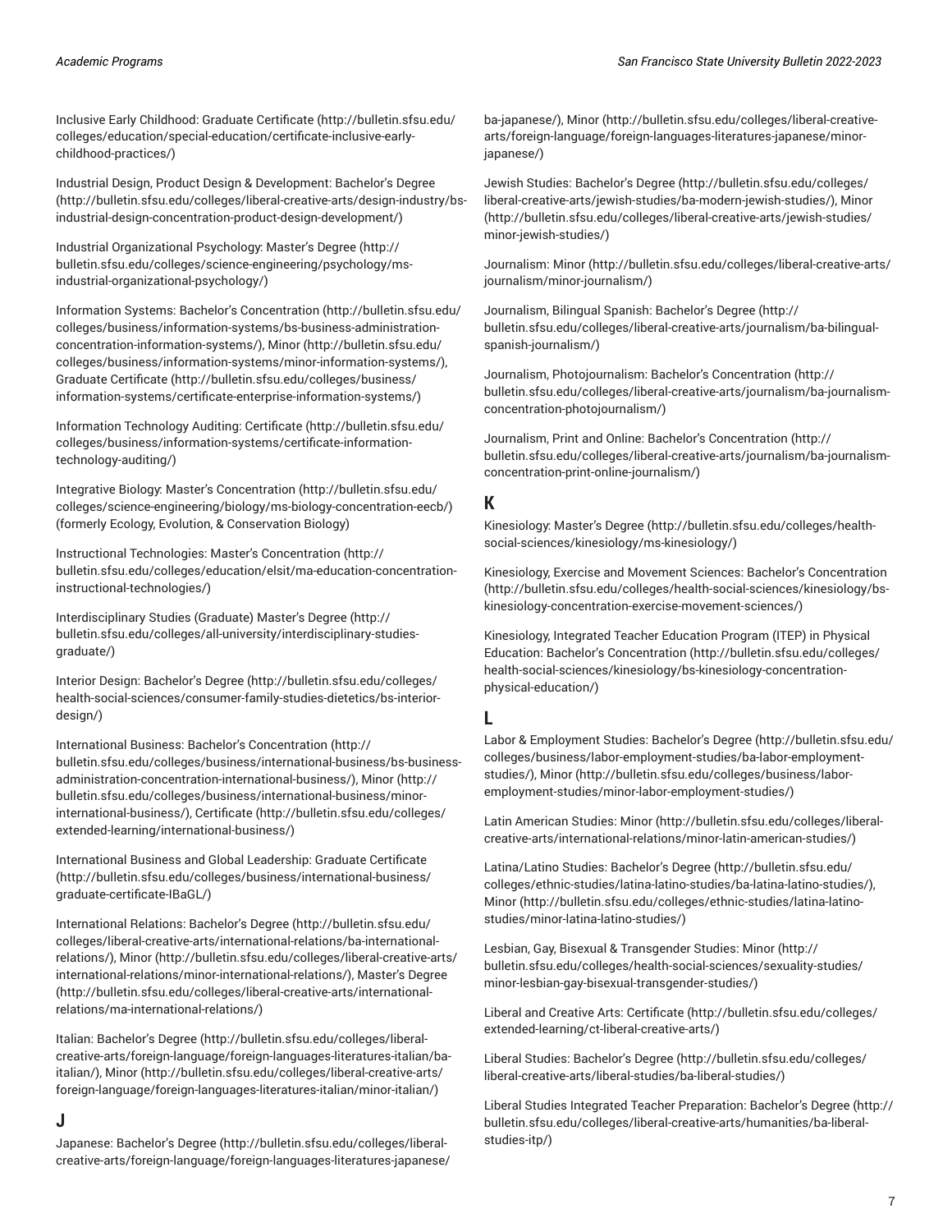Inclusive Early Childhood: Graduate Certificate (http://bulletin.sfsu.edu/colleges/education/special-education/certificate-inclusive-early-childhood-practices/)

Industrial Design, Product Design & Development: Bachelor's Degree (http://bulletin.sfsu.edu/colleges/liberal-creative-arts/design-industry/bs-industrial-design-concentration-product-design-development/)

Industrial Organizational Psychology: Master's Degree (http://bulletin.sfsu.edu/colleges/science-engineering/psychology/ms-industrial-organizational-psychology/)

Information Systems: Bachelor's Concentration (http://bulletin.sfsu.edu/colleges/business/information-systems/bs-business-administration-concentration-information-systems/), Minor (http://bulletin.sfsu.edu/colleges/business/information-systems/minor-information-systems/), Graduate Certificate (http://bulletin.sfsu.edu/colleges/business/information-systems/certificate-enterprise-information-systems/)

Information Technology Auditing: Certificate (http://bulletin.sfsu.edu/colleges/business/information-systems/certificate-information-technology-auditing/)

Integrative Biology: Master's Concentration (http://bulletin.sfsu.edu/colleges/science-engineering/biology/ms-biology-concentration-eecb/) (formerly Ecology, Evolution, & Conservation Biology)

Instructional Technologies: Master's Concentration (http://bulletin.sfsu.edu/colleges/education/elsit/ma-education-concentration-instructional-technologies/)

Interdisciplinary Studies (Graduate) Master's Degree (http://bulletin.sfsu.edu/colleges/all-university/interdisciplinary-studies-graduate/)

Interior Design: Bachelor's Degree (http://bulletin.sfsu.edu/colleges/health-social-sciences/consumer-family-studies-dietetics/bs-interior-design/)

International Business: Bachelor's Concentration (http://bulletin.sfsu.edu/colleges/business/international-business/bs-business-administration-concentration-international-business/), Minor (http://bulletin.sfsu.edu/colleges/business/international-business/minor-international-business/), Certificate (http://bulletin.sfsu.edu/colleges/extended-learning/international-business/)

International Business and Global Leadership: Graduate Certificate (http://bulletin.sfsu.edu/colleges/business/international-business/graduate-certificate-IBaGL/)

International Relations: Bachelor's Degree (http://bulletin.sfsu.edu/colleges/liberal-creative-arts/international-relations/ba-international-relations/), Minor (http://bulletin.sfsu.edu/colleges/liberal-creative-arts/international-relations/minor-international-relations/), Master's Degree (http://bulletin.sfsu.edu/colleges/liberal-creative-arts/international-relations/ma-international-relations/)

Italian: Bachelor's Degree (http://bulletin.sfsu.edu/colleges/liberal-creative-arts/foreign-language/foreign-languages-literatures-italian/ba-italian/), Minor (http://bulletin.sfsu.edu/colleges/liberal-creative-arts/foreign-language/foreign-languages-literatures-italian/minor-italian/)

## J

Japanese: Bachelor's Degree (http://bulletin.sfsu.edu/colleges/liberal-creative-arts/foreign-language/foreign-languages-literatures-japanese/ba-japanese/), Minor (http://bulletin.sfsu.edu/colleges/liberal-creative-arts/foreign-language/foreign-languages-literatures-japanese/minor-japanese/)

Jewish Studies: Bachelor's Degree (http://bulletin.sfsu.edu/colleges/liberal-creative-arts/jewish-studies/ba-modern-jewish-studies/), Minor (http://bulletin.sfsu.edu/colleges/liberal-creative-arts/jewish-studies/minor-jewish-studies/)

Journalism: Minor (http://bulletin.sfsu.edu/colleges/liberal-creative-arts/journalism/minor-journalism/)

Journalism, Bilingual Spanish: Bachelor's Degree (http://bulletin.sfsu.edu/colleges/liberal-creative-arts/journalism/ba-bilingual-spanish-journalism/)

Journalism, Photojournalism: Bachelor's Concentration (http://bulletin.sfsu.edu/colleges/liberal-creative-arts/journalism/ba-journalism-concentration-photojournalism/)

Journalism, Print and Online: Bachelor's Concentration (http://bulletin.sfsu.edu/colleges/liberal-creative-arts/journalism/ba-journalism-concentration-print-online-journalism/)

## K

Kinesiology: Master's Degree (http://bulletin.sfsu.edu/colleges/health-social-sciences/kinesiology/ms-kinesiology/)

Kinesiology, Exercise and Movement Sciences: Bachelor's Concentration (http://bulletin.sfsu.edu/colleges/health-social-sciences/kinesiology/bs-kinesiology-concentration-exercise-movement-sciences/)

Kinesiology, Integrated Teacher Education Program (ITEP) in Physical Education: Bachelor's Concentration (http://bulletin.sfsu.edu/colleges/health-social-sciences/kinesiology/bs-kinesiology-concentration-physical-education/)

## L

Labor & Employment Studies: Bachelor's Degree (http://bulletin.sfsu.edu/colleges/business/labor-employment-studies/ba-labor-employment-studies/), Minor (http://bulletin.sfsu.edu/colleges/business/labor-employment-studies/minor-labor-employment-studies/)

Latin American Studies: Minor (http://bulletin.sfsu.edu/colleges/liberal-creative-arts/international-relations/minor-latin-american-studies/)

Latina/Latino Studies: Bachelor's Degree (http://bulletin.sfsu.edu/colleges/ethnic-studies/latina-latino-studies/ba-latina-latino-studies/), Minor (http://bulletin.sfsu.edu/colleges/ethnic-studies/latina-latino-studies/minor-latina-latino-studies/)

Lesbian, Gay, Bisexual & Transgender Studies: Minor (http://bulletin.sfsu.edu/colleges/health-social-sciences/sexuality-studies/minor-lesbian-gay-bisexual-transgender-studies/)

Liberal and Creative Arts: Certificate (http://bulletin.sfsu.edu/colleges/extended-learning/ct-liberal-creative-arts/)

Liberal Studies: Bachelor's Degree (http://bulletin.sfsu.edu/colleges/liberal-creative-arts/liberal-studies/ba-liberal-studies/)

Liberal Studies Integrated Teacher Preparation: Bachelor's Degree (http://bulletin.sfsu.edu/colleges/liberal-creative-arts/humanities/ba-liberal-studies-itp/)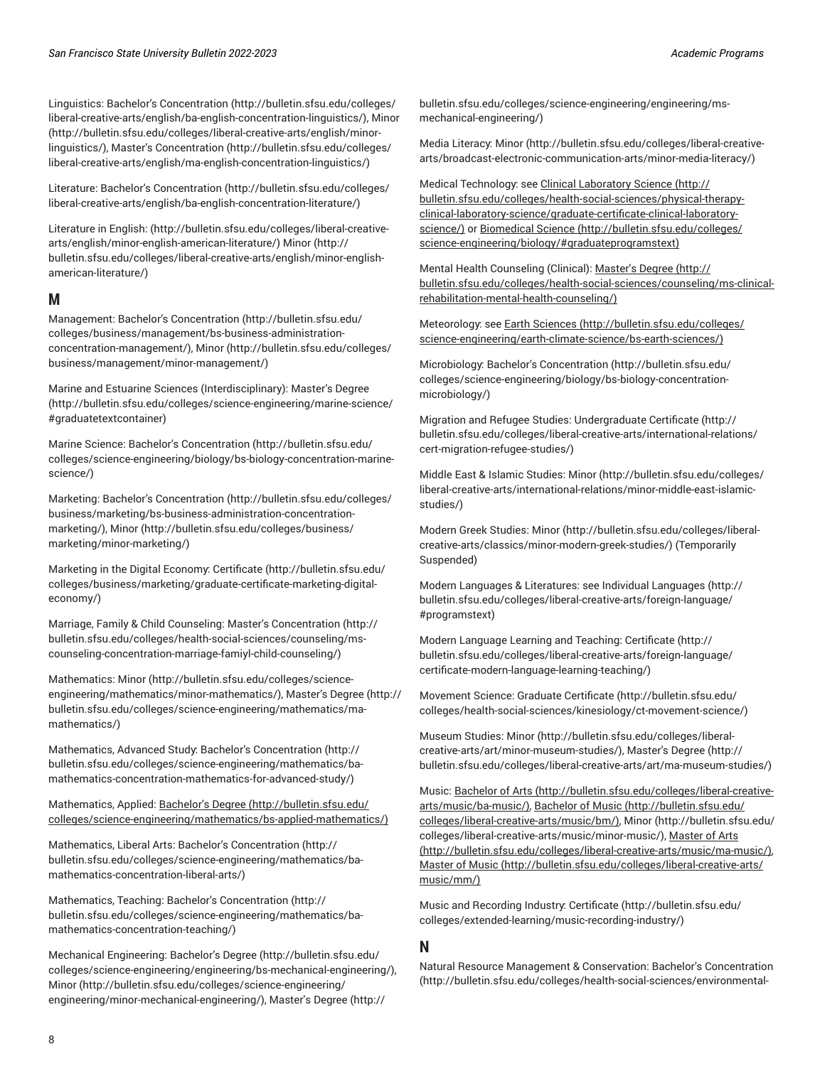Linguistics: Bachelor's Concentration (http://bulletin.sfsu.edu/colleges/liberal-creative-arts/english/ba-english-concentration-linguistics/), Minor (http://bulletin.sfsu.edu/colleges/liberal-creative-arts/english/minor-linguistics/), Master's Concentration (http://bulletin.sfsu.edu/colleges/liberal-creative-arts/english/ma-english-concentration-linguistics/)

Literature: Bachelor's Concentration (http://bulletin.sfsu.edu/colleges/liberal-creative-arts/english/ba-english-concentration-literature/)

Literature in English: (http://bulletin.sfsu.edu/colleges/liberal-creative-arts/english/minor-english-american-literature/) Minor (http://bulletin.sfsu.edu/colleges/liberal-creative-arts/english/minor-english-american-literature/)

## M

Management: Bachelor's Concentration (http://bulletin.sfsu.edu/colleges/business/management/bs-business-administration-concentration-management/), Minor (http://bulletin.sfsu.edu/colleges/business/management/minor-management/)

Marine and Estuarine Sciences (Interdisciplinary): Master's Degree (http://bulletin.sfsu.edu/colleges/science-engineering/marine-science/#graduatetextcontainer)

Marine Science: Bachelor's Concentration (http://bulletin.sfsu.edu/colleges/science-engineering/biology/bs-biology-concentration-marine-science/)

Marketing: Bachelor's Concentration (http://bulletin.sfsu.edu/colleges/business/marketing/bs-business-administration-concentration-marketing/), Minor (http://bulletin.sfsu.edu/colleges/business/marketing/minor-marketing/)

Marketing in the Digital Economy: Certificate (http://bulletin.sfsu.edu/colleges/business/marketing/graduate-certificate-marketing-digital-economy/)

Marriage, Family & Child Counseling: Master's Concentration (http://bulletin.sfsu.edu/colleges/health-social-sciences/counseling/ms-counseling-concentration-marriage-famiyl-child-counseling/)

Mathematics: Minor (http://bulletin.sfsu.edu/colleges/science-engineering/mathematics/minor-mathematics/), Master's Degree (http://bulletin.sfsu.edu/colleges/science-engineering/mathematics/ma-mathematics/)

Mathematics, Advanced Study: Bachelor's Concentration (http://bulletin.sfsu.edu/colleges/science-engineering/mathematics/ba-mathematics-concentration-mathematics-for-advanced-study/)

Mathematics, Applied: Bachelor's Degree (http://bulletin.sfsu.edu/colleges/science-engineering/mathematics/bs-applied-mathematics/)

Mathematics, Liberal Arts: Bachelor's Concentration (http://bulletin.sfsu.edu/colleges/science-engineering/mathematics/ba-mathematics-concentration-liberal-arts/)

Mathematics, Teaching: Bachelor's Concentration (http://bulletin.sfsu.edu/colleges/science-engineering/mathematics/ba-mathematics-concentration-teaching/)

Mechanical Engineering: Bachelor's Degree (http://bulletin.sfsu.edu/colleges/science-engineering/engineering/bs-mechanical-engineering/), Minor (http://bulletin.sfsu.edu/colleges/science-engineering/engineering/minor-mechanical-engineering/), Master's Degree (http://bulletin.sfsu.edu/colleges/science-engineering/engineering/ms-mechanical-engineering/)

Media Literacy: Minor (http://bulletin.sfsu.edu/colleges/liberal-creative-arts/broadcast-electronic-communication-arts/minor-media-literacy/)

Medical Technology: see Clinical Laboratory Science (http://bulletin.sfsu.edu/colleges/health-social-sciences/physical-therapy-clinical-laboratory-science/graduate-certificate-clinical-laboratory-science/) or Biomedical Science (http://bulletin.sfsu.edu/colleges/science-engineering/biology/#graduateprogramstext)

Mental Health Counseling (Clinical): Master's Degree (http://bulletin.sfsu.edu/colleges/health-social-sciences/counseling/ms-clinical-rehabilitation-mental-health-counseling/)

Meteorology: see Earth Sciences (http://bulletin.sfsu.edu/colleges/science-engineering/earth-climate-science/bs-earth-sciences/)

Microbiology: Bachelor's Concentration (http://bulletin.sfsu.edu/colleges/science-engineering/biology/bs-biology-concentration-microbiology/)

Migration and Refugee Studies: Undergraduate Certificate (http://bulletin.sfsu.edu/colleges/liberal-creative-arts/international-relations/cert-migration-refugee-studies/)

Middle East & Islamic Studies: Minor (http://bulletin.sfsu.edu/colleges/liberal-creative-arts/international-relations/minor-middle-east-islamic-studies/)

Modern Greek Studies: Minor (http://bulletin.sfsu.edu/colleges/liberal-creative-arts/classics/minor-modern-greek-studies/) (Temporarily Suspended)

Modern Languages & Literatures: see Individual Languages (http://bulletin.sfsu.edu/colleges/liberal-creative-arts/foreign-language/#programstext)

Modern Language Learning and Teaching: Certificate (http://bulletin.sfsu.edu/colleges/liberal-creative-arts/foreign-language/certificate-modern-language-learning-teaching/)

Movement Science: Graduate Certificate (http://bulletin.sfsu.edu/colleges/health-social-sciences/kinesiology/ct-movement-science/)

Museum Studies: Minor (http://bulletin.sfsu.edu/colleges/liberal-creative-arts/art/minor-museum-studies/), Master's Degree (http://bulletin.sfsu.edu/colleges/liberal-creative-arts/art/ma-museum-studies/)

Music: Bachelor of Arts (http://bulletin.sfsu.edu/colleges/liberal-creative-arts/music/ba-music/), Bachelor of Music (http://bulletin.sfsu.edu/colleges/liberal-creative-arts/music/bm/), Minor (http://bulletin.sfsu.edu/colleges/liberal-creative-arts/music/minor-music/), Master of Arts (http://bulletin.sfsu.edu/colleges/liberal-creative-arts/music/ma-music/), Master of Music (http://bulletin.sfsu.edu/colleges/liberal-creative-arts/music/mm/)

Music and Recording Industry: Certificate (http://bulletin.sfsu.edu/colleges/extended-learning/music-recording-industry/)

## N

Natural Resource Management & Conservation: Bachelor's Concentration (http://bulletin.sfsu.edu/colleges/health-social-sciences/environmental-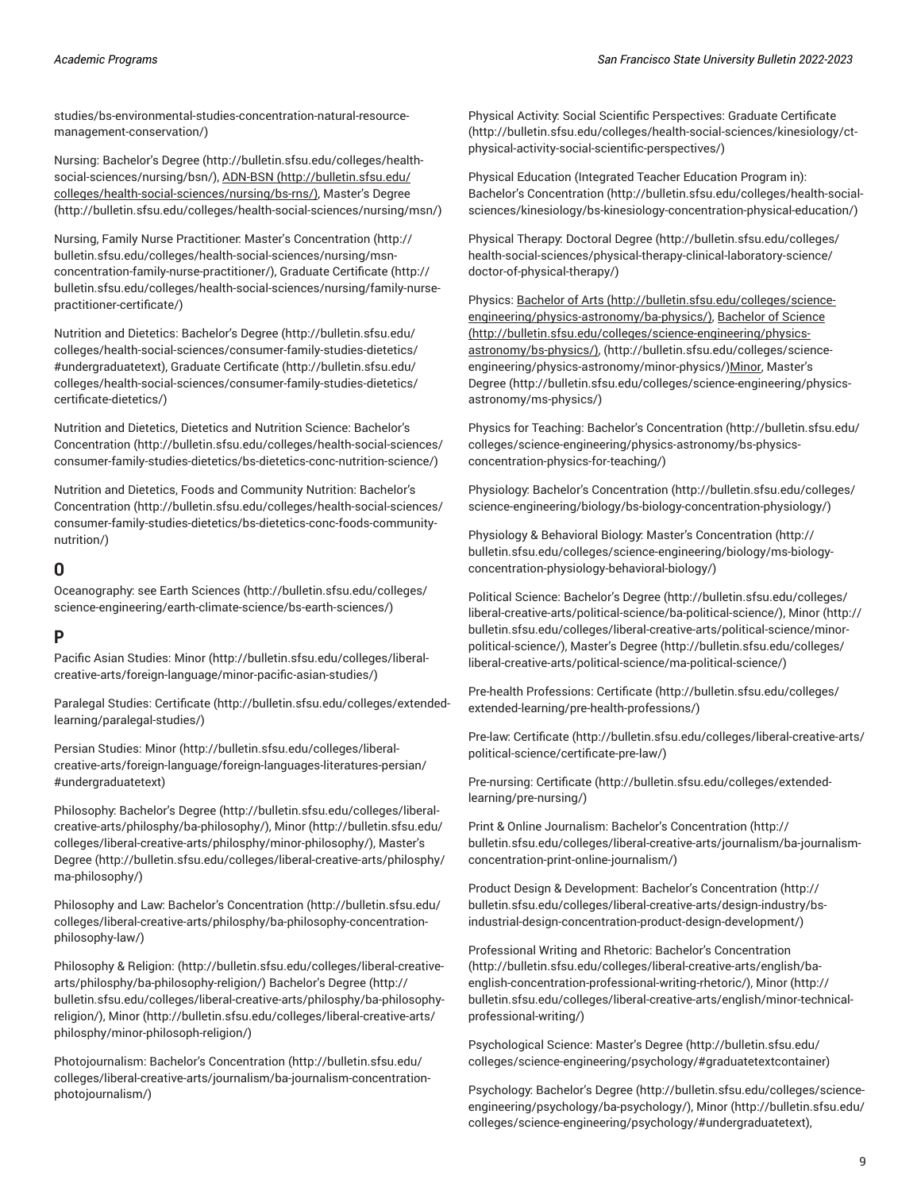studies/bs-environmental-studies-concentration-natural-resource-management-conservation/)

Nursing: Bachelor's Degree (http://bulletin.sfsu.edu/colleges/health-social-sciences/nursing/bsn/), ADN-BSN (http://bulletin.sfsu.edu/colleges/health-social-sciences/nursing/bs-rns/), Master's Degree (http://bulletin.sfsu.edu/colleges/health-social-sciences/nursing/msn/)

Nursing, Family Nurse Practitioner: Master's Concentration (http://bulletin.sfsu.edu/colleges/health-social-sciences/nursing/msn-concentration-family-nurse-practitioner/), Graduate Certificate (http://bulletin.sfsu.edu/colleges/health-social-sciences/nursing/family-nurse-practitioner-certificate/)

Nutrition and Dietetics: Bachelor's Degree (http://bulletin.sfsu.edu/colleges/health-social-sciences/consumer-family-studies-dietetics/#undergraduatetext), Graduate Certificate (http://bulletin.sfsu.edu/colleges/health-social-sciences/consumer-family-studies-dietetics/certificate-dietetics/)

Nutrition and Dietetics, Dietetics and Nutrition Science: Bachelor's Concentration (http://bulletin.sfsu.edu/colleges/health-social-sciences/consumer-family-studies-dietetics/bs-dietetics-conc-nutrition-science/)

Nutrition and Dietetics, Foods and Community Nutrition: Bachelor's Concentration (http://bulletin.sfsu.edu/colleges/health-social-sciences/consumer-family-studies-dietetics/bs-dietetics-conc-foods-community-nutrition/)

## O

Oceanography: see Earth Sciences (http://bulletin.sfsu.edu/colleges/science-engineering/earth-climate-science/bs-earth-sciences/)

## P

Pacific Asian Studies: Minor (http://bulletin.sfsu.edu/colleges/liberal-creative-arts/foreign-language/minor-pacific-asian-studies/)

Paralegal Studies: Certificate (http://bulletin.sfsu.edu/colleges/extended-learning/paralegal-studies/)

Persian Studies: Minor (http://bulletin.sfsu.edu/colleges/liberal-creative-arts/foreign-language/foreign-languages-literatures-persian/#undergraduatetext)

Philosophy: Bachelor's Degree (http://bulletin.sfsu.edu/colleges/liberal-creative-arts/philosphy/ba-philosophy/), Minor (http://bulletin.sfsu.edu/colleges/liberal-creative-arts/philosphy/minor-philosophy/), Master's Degree (http://bulletin.sfsu.edu/colleges/liberal-creative-arts/philosphy/ma-philosophy/)

Philosophy and Law: Bachelor's Concentration (http://bulletin.sfsu.edu/colleges/liberal-creative-arts/philosphy/ba-philosophy-concentration-philosophy-law/)

Philosophy & Religion: (http://bulletin.sfsu.edu/colleges/liberal-creative-arts/philosphy/ba-philosophy-religion/) Bachelor's Degree (http://bulletin.sfsu.edu/colleges/liberal-creative-arts/philosphy/ba-philosophy-religion/), Minor (http://bulletin.sfsu.edu/colleges/liberal-creative-arts/philosphy/minor-philosoph-religion/)

Photojournalism: Bachelor's Concentration (http://bulletin.sfsu.edu/colleges/liberal-creative-arts/journalism/ba-journalism-concentration-photojournalism/)

Physical Activity: Social Scientific Perspectives: Graduate Certificate (http://bulletin.sfsu.edu/colleges/health-social-sciences/kinesiology/ct-physical-activity-social-scientific-perspectives/)

Physical Education (Integrated Teacher Education Program in): Bachelor's Concentration (http://bulletin.sfsu.edu/colleges/health-social-sciences/kinesiology/bs-kinesiology-concentration-physical-education/)

Physical Therapy: Doctoral Degree (http://bulletin.sfsu.edu/colleges/health-social-sciences/physical-therapy-clinical-laboratory-science/doctor-of-physical-therapy/)

Physics: Bachelor of Arts (http://bulletin.sfsu.edu/colleges/science-engineering/physics-astronomy/ba-physics/), Bachelor of Science (http://bulletin.sfsu.edu/colleges/science-engineering/physics-astronomy/bs-physics/), (http://bulletin.sfsu.edu/colleges/science-engineering/physics-astronomy/minor-physics/)Minor, Master's Degree (http://bulletin.sfsu.edu/colleges/science-engineering/physics-astronomy/ms-physics/)

Physics for Teaching: Bachelor's Concentration (http://bulletin.sfsu.edu/colleges/science-engineering/physics-astronomy/bs-physics-concentration-physics-for-teaching/)

Physiology: Bachelor's Concentration (http://bulletin.sfsu.edu/colleges/science-engineering/biology/bs-biology-concentration-physiology/)

Physiology & Behavioral Biology: Master's Concentration (http://bulletin.sfsu.edu/colleges/science-engineering/biology/ms-biology-concentration-physiology-behavioral-biology/)

Political Science: Bachelor's Degree (http://bulletin.sfsu.edu/colleges/liberal-creative-arts/political-science/ba-political-science/), Minor (http://bulletin.sfsu.edu/colleges/liberal-creative-arts/political-science/minor-political-science/), Master's Degree (http://bulletin.sfsu.edu/colleges/liberal-creative-arts/political-science/ma-political-science/)

Pre-health Professions: Certificate (http://bulletin.sfsu.edu/colleges/extended-learning/pre-health-professions/)

Pre-law: Certificate (http://bulletin.sfsu.edu/colleges/liberal-creative-arts/political-science/certificate-pre-law/)

Pre-nursing: Certificate (http://bulletin.sfsu.edu/colleges/extended-learning/pre-nursing/)

Print & Online Journalism: Bachelor's Concentration (http://bulletin.sfsu.edu/colleges/liberal-creative-arts/journalism/ba-journalism-concentration-print-online-journalism/)

Product Design & Development: Bachelor's Concentration (http://bulletin.sfsu.edu/colleges/liberal-creative-arts/design-industry/bs-industrial-design-concentration-product-design-development/)

Professional Writing and Rhetoric: Bachelor's Concentration (http://bulletin.sfsu.edu/colleges/liberal-creative-arts/english/ba-english-concentration-professional-writing-rhetoric/), Minor (http://bulletin.sfsu.edu/colleges/liberal-creative-arts/english/minor-technical-professional-writing/)

Psychological Science: Master's Degree (http://bulletin.sfsu.edu/colleges/science-engineering/psychology/#graduatetextcontainer)

Psychology: Bachelor's Degree (http://bulletin.sfsu.edu/colleges/science-engineering/psychology/ba-psychology/), Minor (http://bulletin.sfsu.edu/colleges/science-engineering/psychology/#undergraduatetext),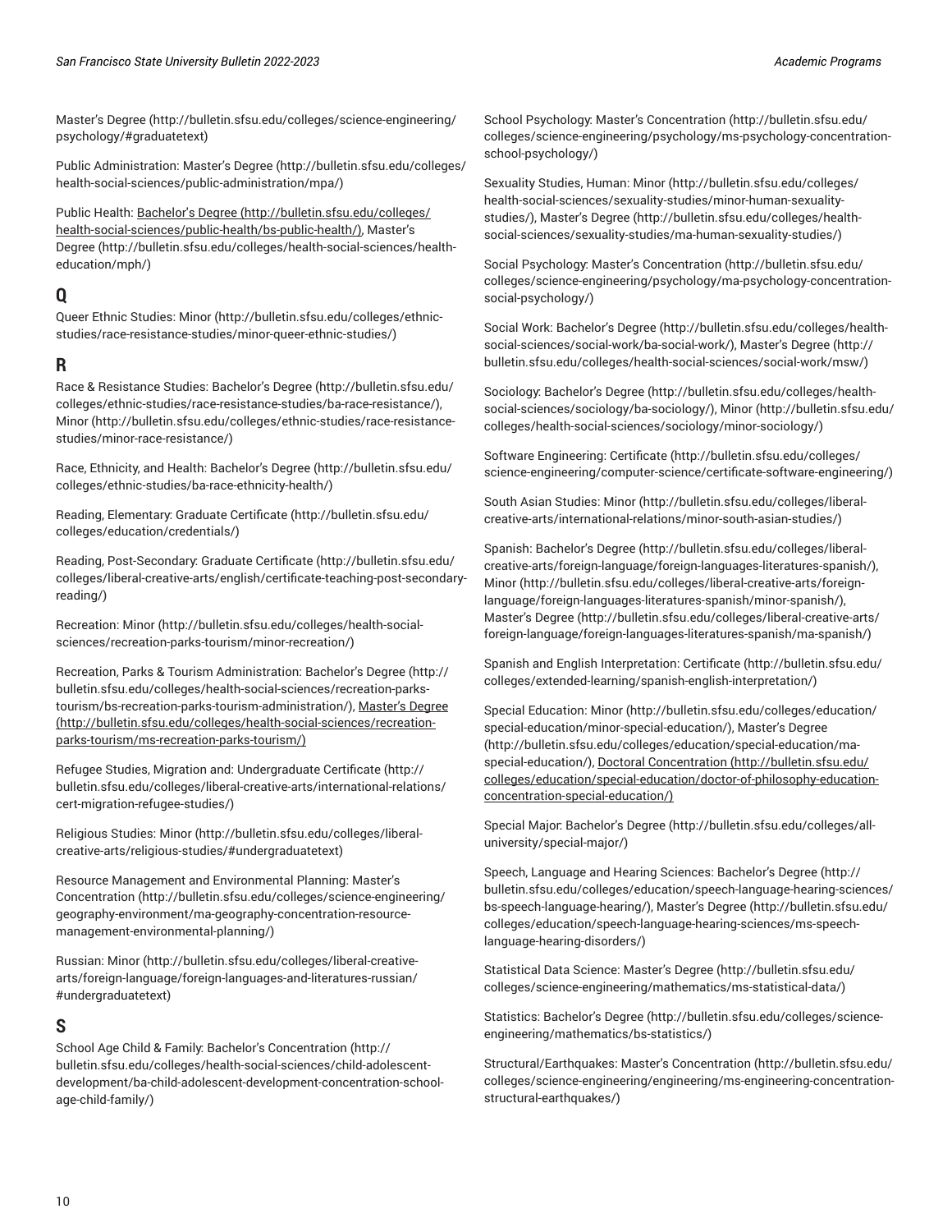Master's Degree (http://bulletin.sfsu.edu/colleges/science-engineering/psychology/#graduatetext)

Public Administration: Master's Degree (http://bulletin.sfsu.edu/colleges/health-social-sciences/public-administration/mpa/)

Public Health: Bachelor's Degree (http://bulletin.sfsu.edu/colleges/health-social-sciences/public-health/bs-public-health/), Master's Degree (http://bulletin.sfsu.edu/colleges/health-social-sciences/health-education/mph/)

## Q

Queer Ethnic Studies: Minor (http://bulletin.sfsu.edu/colleges/ethnic-studies/race-resistance-studies/minor-queer-ethnic-studies/)

## R

Race & Resistance Studies: Bachelor's Degree (http://bulletin.sfsu.edu/colleges/ethnic-studies/race-resistance-studies/ba-race-resistance/), Minor (http://bulletin.sfsu.edu/colleges/ethnic-studies/race-resistance-studies/minor-race-resistance/)

Race, Ethnicity, and Health: Bachelor's Degree (http://bulletin.sfsu.edu/colleges/ethnic-studies/ba-race-ethnicity-health/)

Reading, Elementary: Graduate Certificate (http://bulletin.sfsu.edu/colleges/education/credentials/)

Reading, Post-Secondary: Graduate Certificate (http://bulletin.sfsu.edu/colleges/liberal-creative-arts/english/certificate-teaching-post-secondary-reading/)

Recreation: Minor (http://bulletin.sfsu.edu/colleges/health-social-sciences/recreation-parks-tourism/minor-recreation/)

Recreation, Parks & Tourism Administration: Bachelor's Degree (http://bulletin.sfsu.edu/colleges/health-social-sciences/recreation-parks-tourism/bs-recreation-parks-tourism-administration/), Master's Degree (http://bulletin.sfsu.edu/colleges/health-social-sciences/recreation-parks-tourism/ms-recreation-parks-tourism/)

Refugee Studies, Migration and: Undergraduate Certificate (http://bulletin.sfsu.edu/colleges/liberal-creative-arts/international-relations/cert-migration-refugee-studies/)

Religious Studies: Minor (http://bulletin.sfsu.edu/colleges/liberal-creative-arts/religious-studies/#undergraduatetext)

Resource Management and Environmental Planning: Master's Concentration (http://bulletin.sfsu.edu/colleges/science-engineering/geography-environment/ma-geography-concentration-resource-management-environmental-planning/)

Russian: Minor (http://bulletin.sfsu.edu/colleges/liberal-creative-arts/foreign-language/foreign-languages-and-literatures-russian/#undergraduatetext)

## S

School Age Child & Family: Bachelor's Concentration (http://bulletin.sfsu.edu/colleges/health-social-sciences/child-adolescent-development/ba-child-adolescent-development-concentration-school-age-child-family/)

School Psychology: Master's Concentration (http://bulletin.sfsu.edu/colleges/science-engineering/psychology/ms-psychology-concentration-school-psychology/)

Sexuality Studies, Human: Minor (http://bulletin.sfsu.edu/colleges/health-social-sciences/sexuality-studies/minor-human-sexuality-studies/), Master's Degree (http://bulletin.sfsu.edu/colleges/health-social-sciences/sexuality-studies/ma-human-sexuality-studies/)

Social Psychology: Master's Concentration (http://bulletin.sfsu.edu/colleges/science-engineering/psychology/ma-psychology-concentration-social-psychology/)

Social Work: Bachelor's Degree (http://bulletin.sfsu.edu/colleges/health-social-sciences/social-work/ba-social-work/), Master's Degree (http://bulletin.sfsu.edu/colleges/health-social-sciences/social-work/msw/)

Sociology: Bachelor's Degree (http://bulletin.sfsu.edu/colleges/health-social-sciences/sociology/ba-sociology/), Minor (http://bulletin.sfsu.edu/colleges/health-social-sciences/sociology/minor-sociology/)

Software Engineering: Certificate (http://bulletin.sfsu.edu/colleges/science-engineering/computer-science/certificate-software-engineering/)

South Asian Studies: Minor (http://bulletin.sfsu.edu/colleges/liberal-creative-arts/international-relations/minor-south-asian-studies/)

Spanish: Bachelor's Degree (http://bulletin.sfsu.edu/colleges/liberal-creative-arts/foreign-language/foreign-languages-literatures-spanish/), Minor (http://bulletin.sfsu.edu/colleges/liberal-creative-arts/foreign-language/foreign-languages-literatures-spanish/minor-spanish/), Master's Degree (http://bulletin.sfsu.edu/colleges/liberal-creative-arts/foreign-language/foreign-languages-literatures-spanish/ma-spanish/)

Spanish and English Interpretation: Certificate (http://bulletin.sfsu.edu/colleges/extended-learning/spanish-english-interpretation/)

Special Education: Minor (http://bulletin.sfsu.edu/colleges/education/special-education/minor-special-education/), Master's Degree (http://bulletin.sfsu.edu/colleges/education/special-education/ma-special-education/), Doctoral Concentration (http://bulletin.sfsu.edu/colleges/education/special-education/doctor-of-philosophy-education-concentration-special-education/)

Special Major: Bachelor's Degree (http://bulletin.sfsu.edu/colleges/all-university/special-major/)

Speech, Language and Hearing Sciences: Bachelor's Degree (http://bulletin.sfsu.edu/colleges/education/speech-language-hearing-sciences/bs-speech-language-hearing/), Master's Degree (http://bulletin.sfsu.edu/colleges/education/speech-language-hearing-sciences/ms-speech-language-hearing-disorders/)

Statistical Data Science: Master's Degree (http://bulletin.sfsu.edu/colleges/science-engineering/mathematics/ms-statistical-data/)

Statistics: Bachelor's Degree (http://bulletin.sfsu.edu/colleges/science-engineering/mathematics/bs-statistics/)

Structural/Earthquakes: Master's Concentration (http://bulletin.sfsu.edu/colleges/science-engineering/engineering/ms-engineering-concentration-structural-earthquakes/)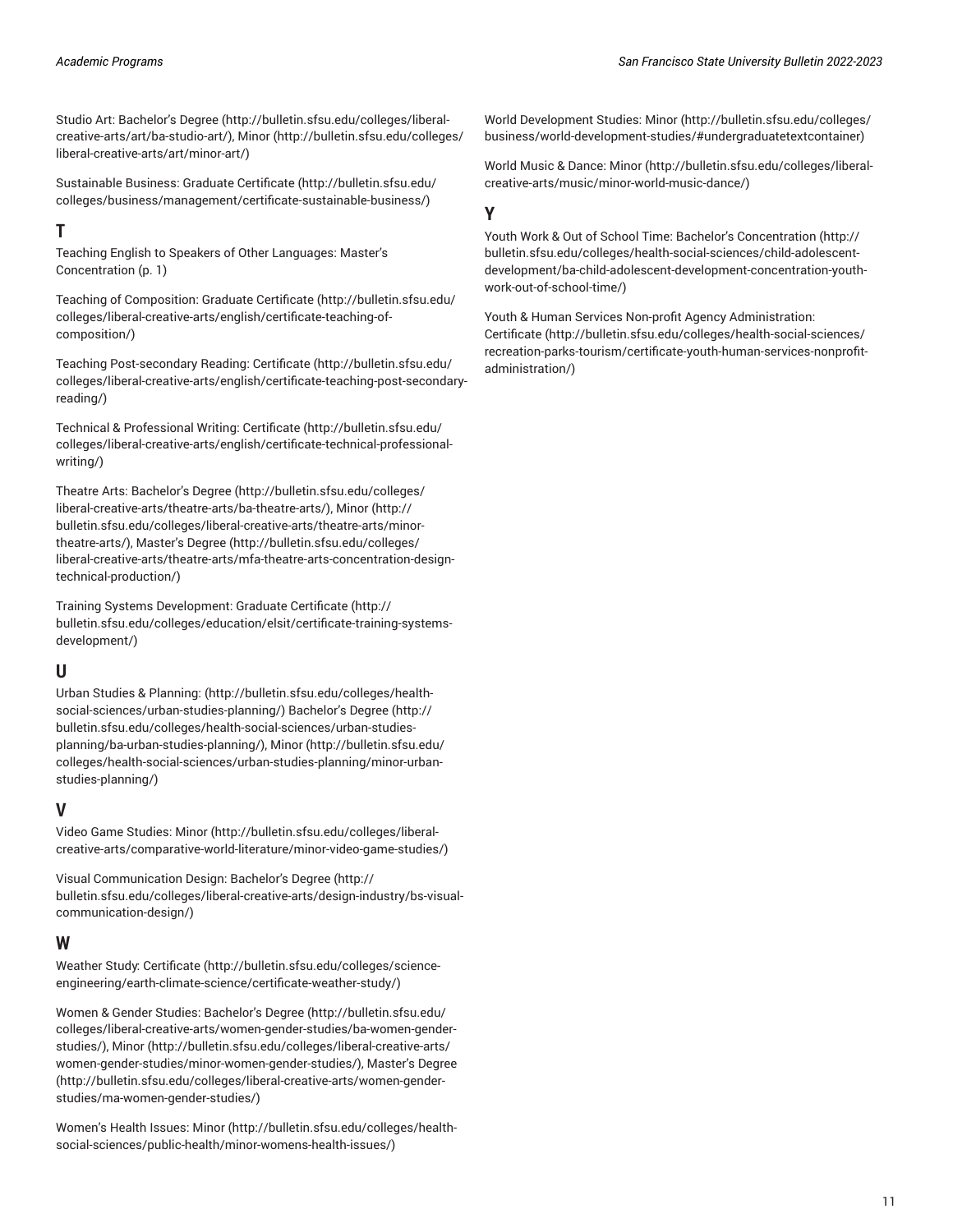Studio Art: Bachelor's Degree (http://bulletin.sfsu.edu/colleges/liberal-creative-arts/art/ba-studio-art/), Minor (http://bulletin.sfsu.edu/colleges/liberal-creative-arts/art/minor-art/)

Sustainable Business: Graduate Certificate (http://bulletin.sfsu.edu/colleges/business/management/certificate-sustainable-business/)

## T

Teaching English to Speakers of Other Languages: Master's Concentration (p. 1)

Teaching of Composition: Graduate Certificate (http://bulletin.sfsu.edu/colleges/liberal-creative-arts/english/certificate-teaching-of-composition/)

Teaching Post-secondary Reading: Certificate (http://bulletin.sfsu.edu/colleges/liberal-creative-arts/english/certificate-teaching-post-secondary-reading/)

Technical & Professional Writing: Certificate (http://bulletin.sfsu.edu/colleges/liberal-creative-arts/english/certificate-technical-professional-writing/)

Theatre Arts: Bachelor's Degree (http://bulletin.sfsu.edu/colleges/liberal-creative-arts/theatre-arts/ba-theatre-arts/), Minor (http://bulletin.sfsu.edu/colleges/liberal-creative-arts/theatre-arts/minor-theatre-arts/), Master's Degree (http://bulletin.sfsu.edu/colleges/liberal-creative-arts/theatre-arts/mfa-theatre-arts-concentration-design-technical-production/)

Training Systems Development: Graduate Certificate (http://bulletin.sfsu.edu/colleges/education/elsit/certificate-training-systems-development/)

## U

Urban Studies & Planning: (http://bulletin.sfsu.edu/colleges/health-social-sciences/urban-studies-planning/) Bachelor's Degree (http://bulletin.sfsu.edu/colleges/health-social-sciences/urban-studies-planning/ba-urban-studies-planning/), Minor (http://bulletin.sfsu.edu/colleges/health-social-sciences/urban-studies-planning/minor-urban-studies-planning/)

## V

Video Game Studies: Minor (http://bulletin.sfsu.edu/colleges/liberal-creative-arts/comparative-world-literature/minor-video-game-studies/)

Visual Communication Design: Bachelor's Degree (http://bulletin.sfsu.edu/colleges/liberal-creative-arts/design-industry/bs-visual-communication-design/)

## W

Weather Study: Certificate (http://bulletin.sfsu.edu/colleges/science-engineering/earth-climate-science/certificate-weather-study/)

Women & Gender Studies: Bachelor's Degree (http://bulletin.sfsu.edu/colleges/liberal-creative-arts/women-gender-studies/ba-women-gender-studies/), Minor (http://bulletin.sfsu.edu/colleges/liberal-creative-arts/women-gender-studies/minor-women-gender-studies/), Master's Degree (http://bulletin.sfsu.edu/colleges/liberal-creative-arts/women-gender-studies/ma-women-gender-studies/)

Women's Health Issues: Minor (http://bulletin.sfsu.edu/colleges/health-social-sciences/public-health/minor-womens-health-issues/)

World Development Studies: Minor (http://bulletin.sfsu.edu/colleges/business/world-development-studies/#undergraduatetextcontainer)

World Music & Dance: Minor (http://bulletin.sfsu.edu/colleges/liberal-creative-arts/music/minor-world-music-dance/)

## Y

Youth Work & Out of School Time: Bachelor's Concentration (http://bulletin.sfsu.edu/colleges/health-social-sciences/child-adolescent-development/ba-child-adolescent-development-concentration-youth-work-out-of-school-time/)

Youth & Human Services Non-profit Agency Administration: Certificate (http://bulletin.sfsu.edu/colleges/health-social-sciences/recreation-parks-tourism/certificate-youth-human-services-nonprofit-administration/)